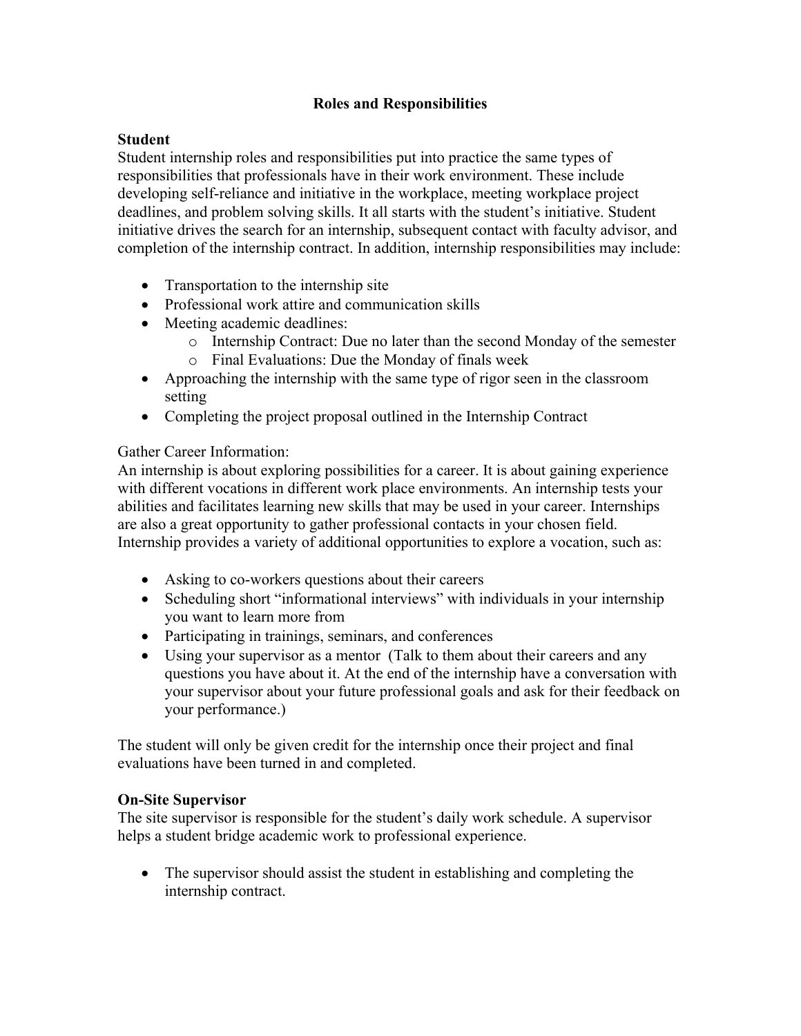# Roles and Responsibilities

## Student

Student internship roles and responsibilities put into practice the same types of responsibilities that professionals have in their work environment. These include developing self-reliance and initiative in the workplace, meeting workplace project deadlines, and problem solving skills. It all starts with the student's initiative. Student initiative drives the search for an internship, subsequent contact with faculty advisor, and completion of the internship contract. In addition, internship responsibilities may include:

- Transportation to the internship site
- Professional work attire and communication skills
- Meeting academic deadlines:
  - Internship Contract: Due no later than the second Monday of the semester
  - Final Evaluations: Due the Monday of finals week
- Approaching the internship with the same type of rigor seen in the classroom setting
- Completing the project proposal outlined in the Internship Contract

Gather Career Information:
An internship is about exploring possibilities for a career. It is about gaining experience with different vocations in different work place environments. An internship tests your abilities and facilitates learning new skills that may be used in your career. Internships are also a great opportunity to gather professional contacts in your chosen field. Internship provides a variety of additional opportunities to explore a vocation, such as:

- Asking to co-workers questions about their careers
- Scheduling short "informational interviews" with individuals in your internship you want to learn more from
- Participating in trainings, seminars, and conferences
- Using your supervisor as a mentor (Talk to them about their careers and any questions you have about it. At the end of the internship have a conversation with your supervisor about your future professional goals and ask for their feedback on your performance.)

The student will only be given credit for the internship once their project and final evaluations have been turned in and completed.

## On-Site Supervisor

The site supervisor is responsible for the student's daily work schedule. A supervisor helps a student bridge academic work to professional experience.

- The supervisor should assist the student in establishing and completing the internship contract.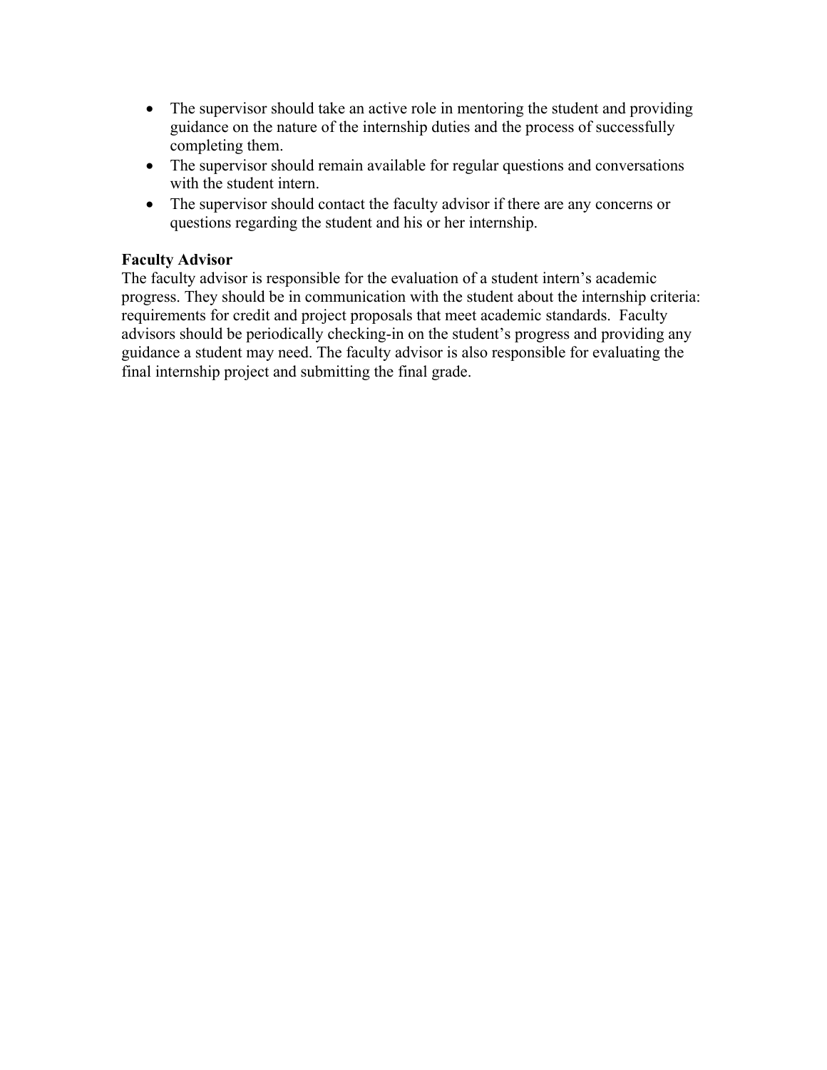- The supervisor should take an active role in mentoring the student and providing guidance on the nature of the internship duties and the process of successfully completing them.
- The supervisor should remain available for regular questions and conversations with the student intern.
- The supervisor should contact the faculty advisor if there are any concerns or questions regarding the student and his or her internship.

**Faculty Advisor**

The faculty advisor is responsible for the evaluation of a student intern's academic progress. They should be in communication with the student about the internship criteria: requirements for credit and project proposals that meet academic standards. Faculty advisors should be periodically checking-in on the student's progress and providing any guidance a student may need. The faculty advisor is also responsible for evaluating the final internship project and submitting the final grade.